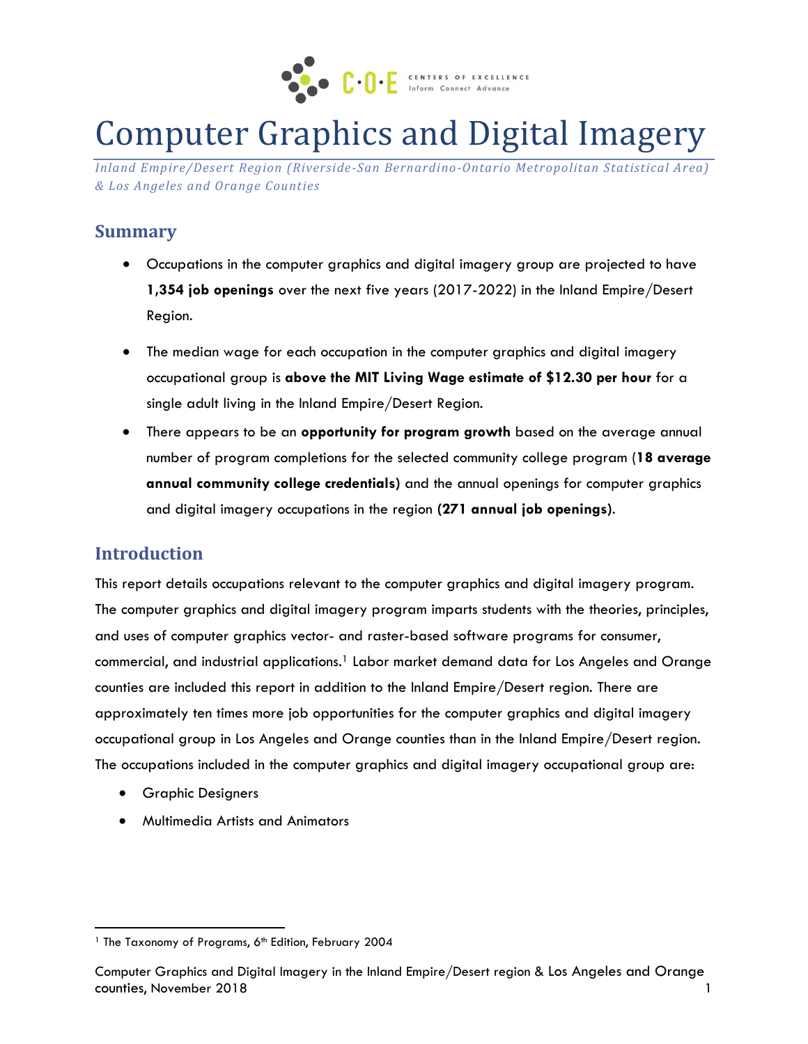# Computer Graphics and Digital Imagery

*Inland Empire/Desert Region (Riverside-San Bernardino-Ontario Metropolitan Statistical Area) & Los Angeles and Orange Counties*

## Summary

- Occupations in the computer graphics and digital imagery group are projected to have **1,354 job openings** over the next five years (2017-2022) in the Inland Empire/Desert Region.
- The median wage for each occupation in the computer graphics and digital imagery occupational group is **above the MIT Living Wage estimate of $12.30 per hour** for a single adult living in the Inland Empire/Desert Region.
- There appears to be an **opportunity for program growth** based on the average annual number of program completions for the selected community college program (**18 average annual community college credentials**) and the annual openings for computer graphics and digital imagery occupations in the region **(271 annual job openings)**.

## Introduction

This report details occupations relevant to the computer graphics and digital imagery program. The computer graphics and digital imagery program imparts students with the theories, principles, and uses of computer graphics vector- and raster-based software programs for consumer, commercial, and industrial applications.[1] Labor market demand data for Los Angeles and Orange counties are included this report in addition to the Inland Empire/Desert region. There are approximately ten times more job opportunities for the computer graphics and digital imagery occupational group in Los Angeles and Orange counties than in the Inland Empire/Desert region. The occupations included in the computer graphics and digital imagery occupational group are:

- Graphic Designers
- Multimedia Artists and Animators

[1] The Taxonomy of Programs, 6th Edition, February 2004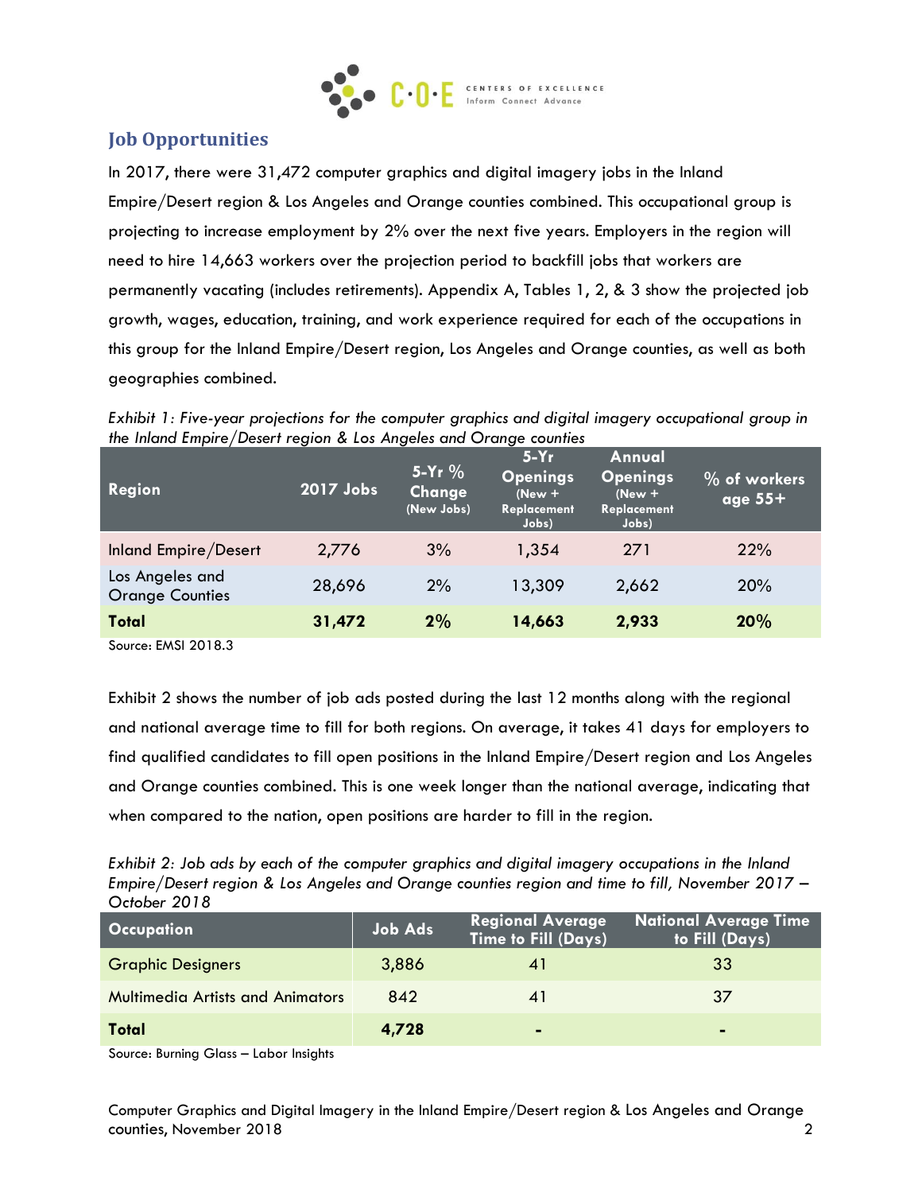## Job Opportunities

In 2017, there were 31,472 computer graphics and digital imagery jobs in the Inland Empire/Desert region & Los Angeles and Orange counties combined. This occupational group is projecting to increase employment by 2% over the next five years. Employers in the region will need to hire 14,663 workers over the projection period to backfill jobs that workers are permanently vacating (includes retirements). Appendix A, Tables 1, 2, & 3 show the projected job growth, wages, education, training, and work experience required for each of the occupations in this group for the Inland Empire/Desert region, Los Angeles and Orange counties, as well as both geographies combined.

*Exhibit 1: Five-year projections for the computer graphics and digital imagery occupational group in the Inland Empire/Desert region & Los Angeles and Orange counties*

| Region | 2017 Jobs | 5-Yr % Change (New Jobs) | 5-Yr Openings (New + Replacement Jobs) | Annual Openings (New + Replacement Jobs) | % of workers age 55+ |
|---|---|---|---|---|---|
| Inland Empire/Desert | 2,776 | 3% | 1,354 | 271 | 22% |
| Los Angeles and Orange Counties | 28,696 | 2% | 13,309 | 2,662 | 20% |
| **Total** | **31,472** | **2%** | **14,663** | **2,933** | **20%** |

Source: EMSI 2018.3

Exhibit 2 shows the number of job ads posted during the last 12 months along with the regional and national average time to fill for both regions. On average, it takes 41 days for employers to find qualified candidates to fill open positions in the Inland Empire/Desert region and Los Angeles and Orange counties combined. This is one week longer than the national average, indicating that when compared to the nation, open positions are harder to fill in the region.

*Exhibit 2: Job ads by each of the computer graphics and digital imagery occupations in the Inland Empire/Desert region & Los Angeles and Orange counties region and time to fill, November 2017 – October 2018*

| Occupation | Job Ads | Regional Average Time to Fill (Days) | National Average Time to Fill (Days) |
|---|---|---|---|
| Graphic Designers | 3,886 | 41 | 33 |
| Multimedia Artists and Animators | 842 | 41 | 37 |
| **Total** | **4,728** | **-** | **-** |

Source: Burning Glass – Labor Insights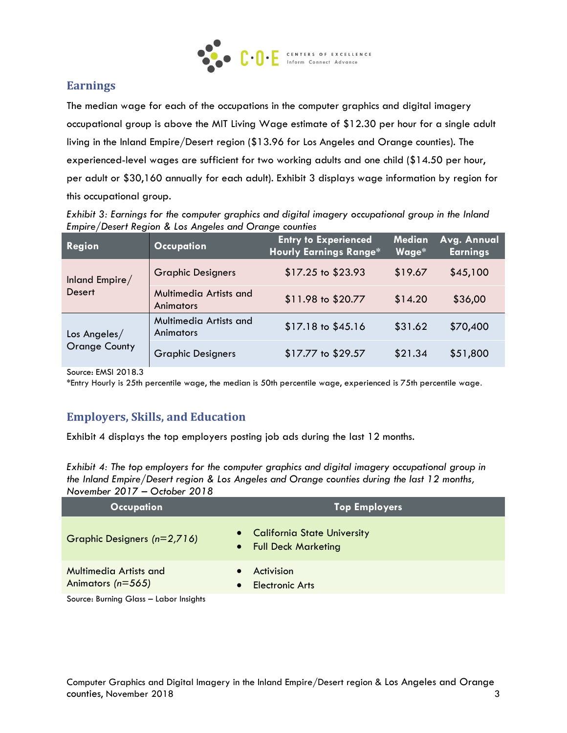## Earnings

The median wage for each of the occupations in the computer graphics and digital imagery occupational group is above the MIT Living Wage estimate of $12.30 per hour for a single adult living in the Inland Empire/Desert region ($13.96 for Los Angeles and Orange counties). The experienced-level wages are sufficient for two working adults and one child ($14.50 per hour, per adult or $30,160 annually for each adult). Exhibit 3 displays wage information by region for this occupational group.

*Exhibit 3: Earnings for the computer graphics and digital imagery occupational group in the Inland Empire/Desert Region & Los Angeles and Orange counties*

| Region | Occupation | Entry to Experienced Hourly Earnings Range* | Median Wage* | Avg. Annual Earnings |
|---|---|---|---|---|
| Inland Empire/ Desert | Graphic Designers | $17.25 to $23.93 | $19.67 | $45,100 |
| | Multimedia Artists and Animators | $11.98 to $20.77 | $14.20 | $36,00 |
| Los Angeles/ Orange County | Multimedia Artists and Animators | $17.18 to $45.16 | $31.62 | $70,400 |
| | Graphic Designers | $17.77 to $29.57 | $21.34 | $51,800 |

Source: EMSI 2018.3

*Entry Hourly is 25th percentile wage, the median is 50th percentile wage, experienced is 75th percentile wage.

## Employers, Skills, and Education

Exhibit 4 displays the top employers posting job ads during the last 12 months.

*Exhibit 4: The top employers for the computer graphics and digital imagery occupational group in the Inland Empire/Desert region & Los Angeles and Orange counties during the last 12 months, November 2017 – October 2018*

| Occupation | Top Employers |
|---|---|
| Graphic Designers *(n=2,716)* | • California State University<br>• Full Deck Marketing |
| Multimedia Artists and Animators *(n=565)* | • Activision<br>• Electronic Arts |

Source: Burning Glass – Labor Insights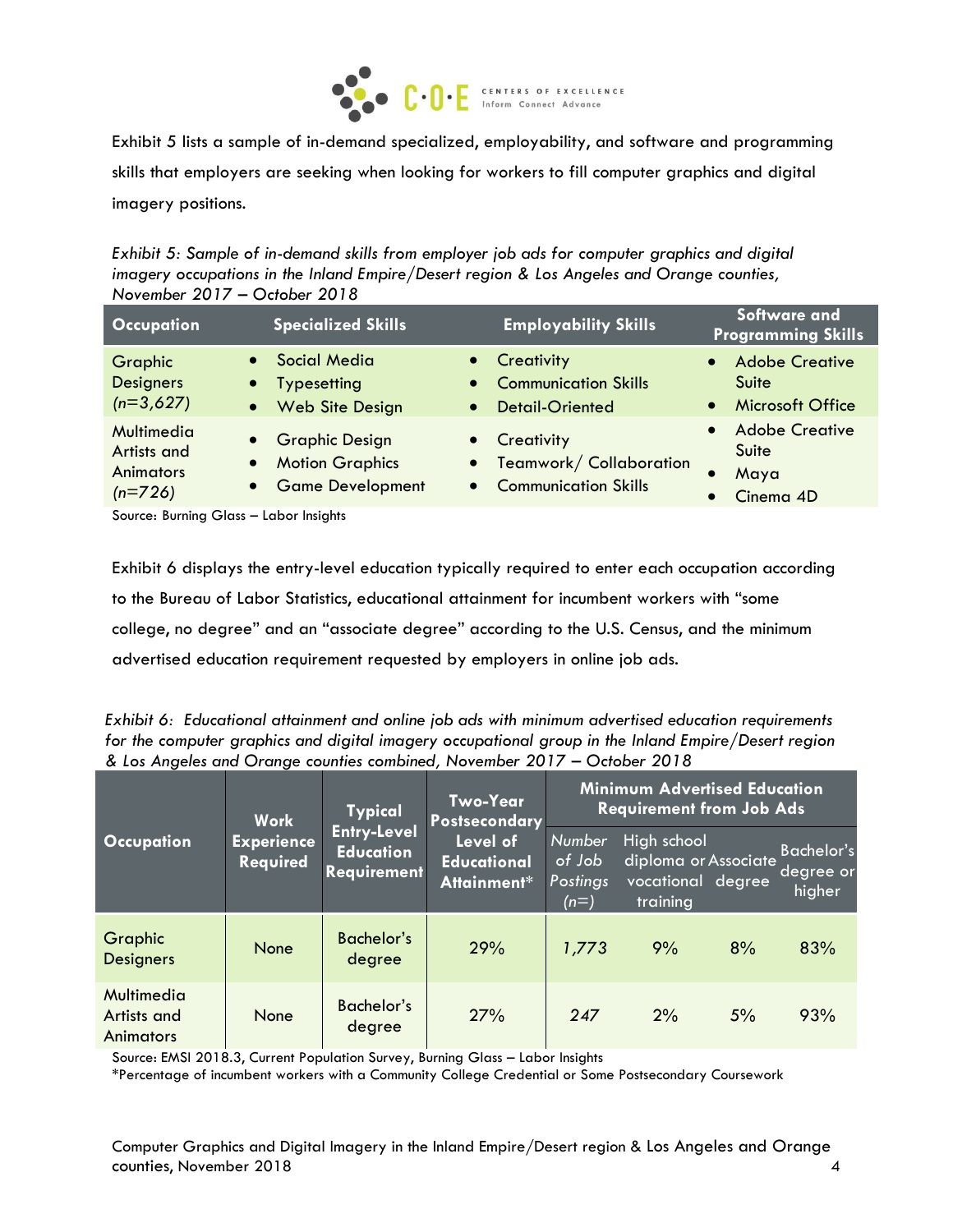Exhibit 5 lists a sample of in-demand specialized, employability, and software and programming skills that employers are seeking when looking for workers to fill computer graphics and digital imagery positions.

*Exhibit 5: Sample of in-demand skills from employer job ads for computer graphics and digital imagery occupations in the Inland Empire/Desert region & Los Angeles and Orange counties, November 2017 – October 2018*

| Occupation | Specialized Skills | Employability Skills | Software and Programming Skills |
|---|---|---|---|
| Graphic Designers *(n=3,627)* | • Social Media<br>• Typesetting<br>• Web Site Design | • Creativity<br>• Communication Skills<br>• Detail-Oriented | • Adobe Creative Suite<br>• Microsoft Office |
| Multimedia Artists and Animators *(n=726)* | • Graphic Design<br>• Motion Graphics<br>• Game Development | • Creativity<br>• Teamwork/ Collaboration<br>• Communication Skills | • Adobe Creative Suite<br>• Maya<br>• Cinema 4D |

Source: Burning Glass – Labor Insights

Exhibit 6 displays the entry-level education typically required to enter each occupation according to the Bureau of Labor Statistics, educational attainment for incumbent workers with "some college, no degree" and an "associate degree" according to the U.S. Census, and the minimum advertised education requirement requested by employers in online job ads.

*Exhibit 6: Educational attainment and online job ads with minimum advertised education requirements for the computer graphics and digital imagery occupational group in the Inland Empire/Desert region & Los Angeles and Orange counties combined, November 2017 – October 2018*

| Occupation | Work Experience Required | Typical Entry-Level Education Requirement | Two-Year Postsecondary Level of Educational Attainment* | Minimum Advertised Education Requirement from Job Ads | | | |
|---|---|---|---|---|---|---|---|
| | | | | *Number of Job Postings (n=)* | High school diploma or vocational training | Associate degree | Bachelor's degree or higher |
| Graphic Designers | None | Bachelor's degree | 29% | *1,773* | 9% | 8% | 83% |
| Multimedia Artists and Animators | None | Bachelor's degree | 27% | *247* | 2% | 5% | 93% |

Source: EMSI 2018.3, Current Population Survey, Burning Glass – Labor Insights
*Percentage of incumbent workers with a Community College Credential or Some Postsecondary Coursework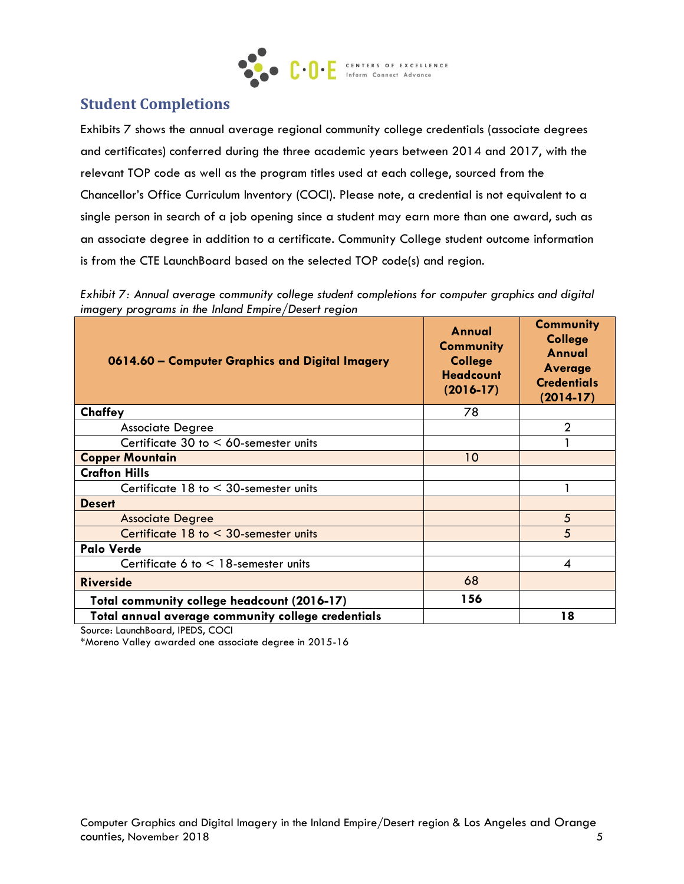## Student Completions

Exhibits 7 shows the annual average regional community college credentials (associate degrees and certificates) conferred during the three academic years between 2014 and 2017, with the relevant TOP code as well as the program titles used at each college, sourced from the Chancellor's Office Curriculum Inventory (COCI). Please note, a credential is not equivalent to a single person in search of a job opening since a student may earn more than one award, such as an associate degree in addition to a certificate. Community College student outcome information is from the CTE LaunchBoard based on the selected TOP code(s) and region.

*Exhibit 7: Annual average community college student completions for computer graphics and digital imagery programs in the Inland Empire/Desert region*

| 0614.60 – Computer Graphics and Digital Imagery | Annual Community College Headcount (2016-17) | Community College Annual Average Credentials (2014-17) |
|---|---|---|
| **Chaffey** | 78 | |
| Associate Degree | | 2 |
| Certificate 30 to < 60-semester units | | 1 |
| **Copper Mountain** | 10 | |
| **Crafton Hills** | | |
| Certificate 18 to < 30-semester units | | 1 |
| **Desert** | | |
| Associate Degree | | 5 |
| Certificate 18 to < 30-semester units | | 5 |
| **Palo Verde** | | |
| Certificate 6 to < 18-semester units | | 4 |
| **Riverside** | 68 | |
| **Total community college headcount (2016-17)** | **156** | |
| **Total annual average community college credentials** | | **18** |

Source: LaunchBoard, IPEDS, COCI

*Moreno Valley awarded one associate degree in 2015-16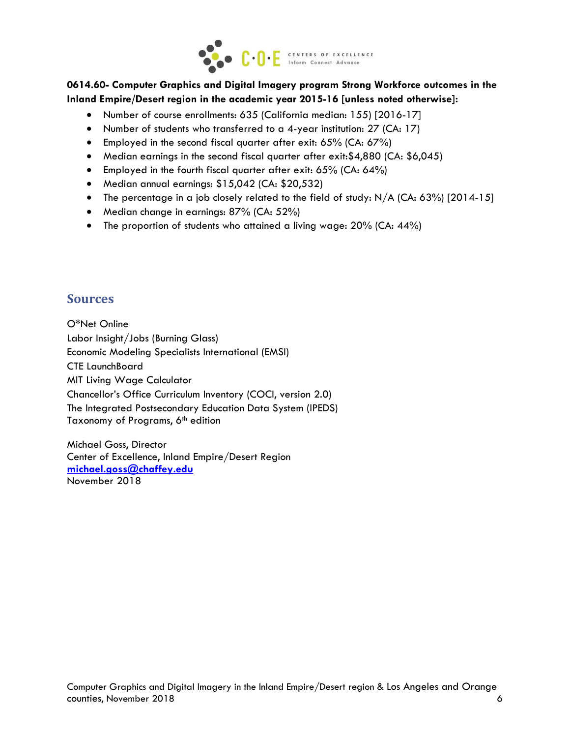**0614.60- Computer Graphics and Digital Imagery program Strong Workforce outcomes in the Inland Empire/Desert region in the academic year 2015-16 [unless noted otherwise]:**

- Number of course enrollments: 635 (California median: 155) [2016-17]
- Number of students who transferred to a 4-year institution: 27 (CA: 17)
- Employed in the second fiscal quarter after exit: 65% (CA: 67%)
- Median earnings in the second fiscal quarter after exit:$4,880 (CA: $6,045)
- Employed in the fourth fiscal quarter after exit: 65% (CA: 64%)
- Median annual earnings: $15,042 (CA: $20,532)
- The percentage in a job closely related to the field of study: N/A (CA: 63%) [2014-15]
- Median change in earnings: 87% (CA: 52%)
- The proportion of students who attained a living wage: 20% (CA: 44%)

## Sources

O*Net Online
Labor Insight/Jobs (Burning Glass)
Economic Modeling Specialists International (EMSI)
CTE LaunchBoard
MIT Living Wage Calculator
Chancellor's Office Curriculum Inventory (COCI, version 2.0)
The Integrated Postsecondary Education Data System (IPEDS)
Taxonomy of Programs, 6th edition

Michael Goss, Director
Center of Excellence, Inland Empire/Desert Region
**michael.goss@chaffey.edu**
November 2018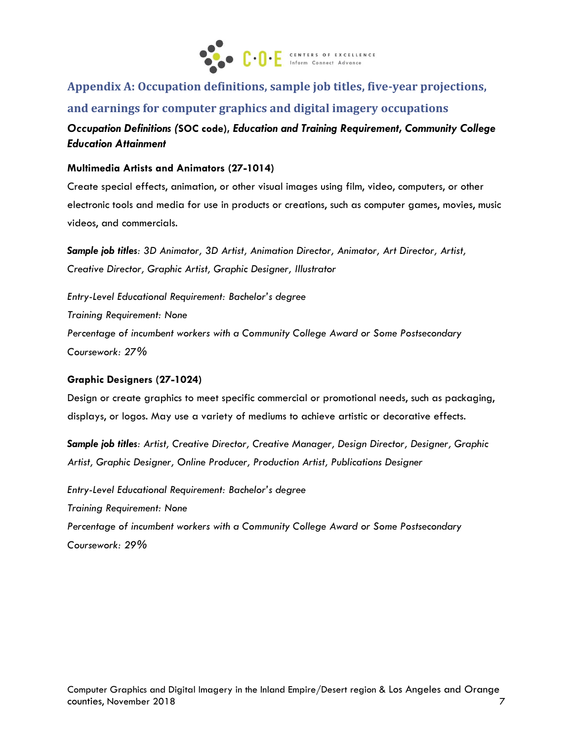## Appendix A: Occupation definitions, sample job titles, five-year projections, and earnings for computer graphics and digital imagery occupations

***Occupation Definitions (*****SOC code*****), Education and Training Requirement, Community College Education Attainment***

**Multimedia Artists and Animators (27-1014)**

Create special effects, animation, or other visual images using film, video, computers, or other electronic tools and media for use in products or creations, such as computer games, movies, music videos, and commercials.

***Sample job titles****: 3D Animator, 3D Artist, Animation Director, Animator, Art Director, Artist, Creative Director, Graphic Artist, Graphic Designer, Illustrator*

*Entry-Level Educational Requirement: Bachelor's degree*
*Training Requirement: None*
*Percentage of incumbent workers with a Community College Award or Some Postsecondary Coursework: 27%*

**Graphic Designers (27-1024)**

Design or create graphics to meet specific commercial or promotional needs, such as packaging, displays, or logos. May use a variety of mediums to achieve artistic or decorative effects.

***Sample job titles****: Artist, Creative Director, Creative Manager, Design Director, Designer, Graphic Artist, Graphic Designer, Online Producer, Production Artist, Publications Designer*

*Entry-Level Educational Requirement: Bachelor's degree*
*Training Requirement: None*
*Percentage of incumbent workers with a Community College Award or Some Postsecondary Coursework: 29%*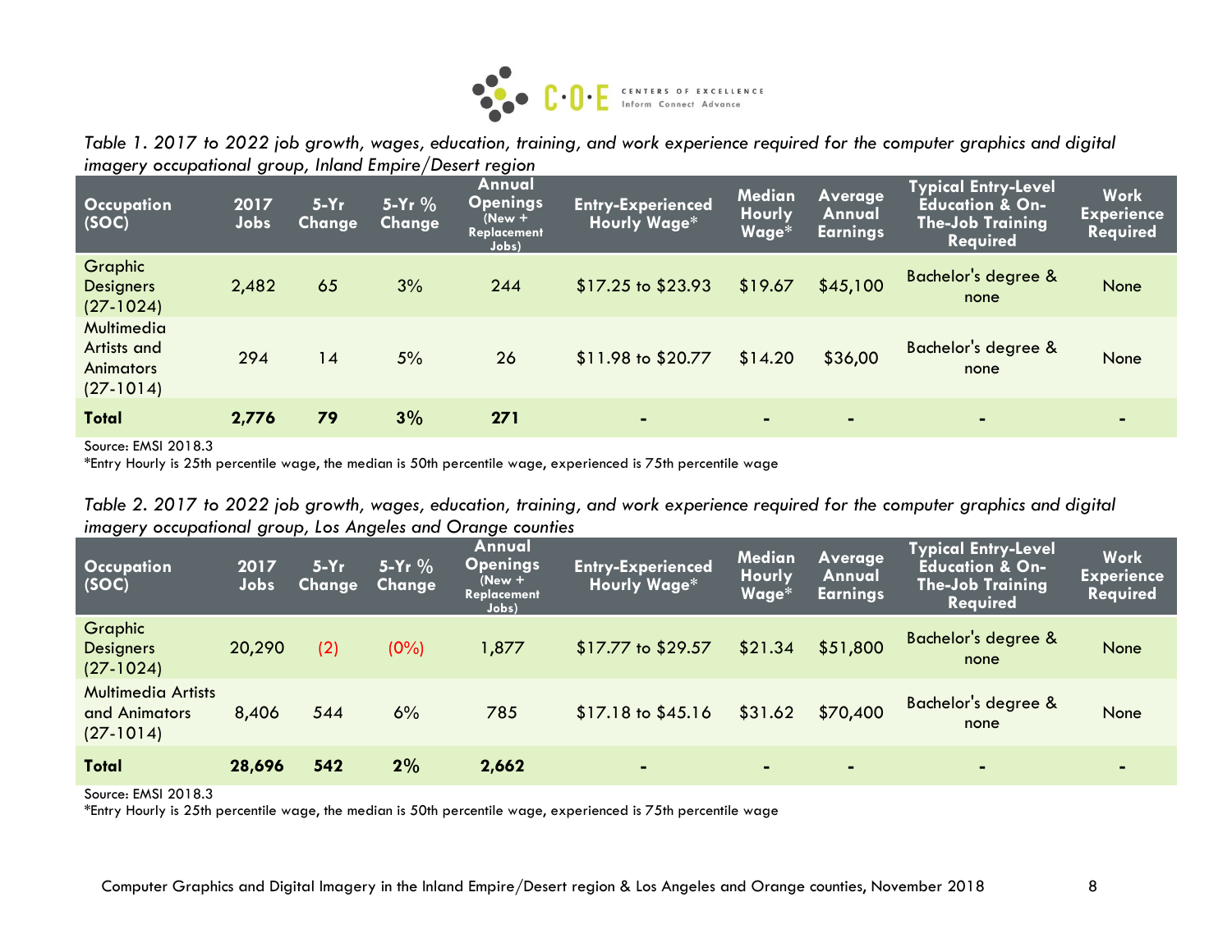*Table 1. 2017 to 2022 job growth, wages, education, training, and work experience required for the computer graphics and digital imagery occupational group, Inland Empire/Desert region*

| Occupation (SOC) | 2017 Jobs | 5-Yr Change | 5-Yr % Change | Annual Openings (New + Replacement Jobs) | Entry-Experienced Hourly Wage* | Median Hourly Wage* | Average Annual Earnings | Typical Entry-Level Education & On-The-Job Training Required | Work Experience Required |
|---|---|---|---|---|---|---|---|---|---|
| Graphic Designers (27-1024) | 2,482 | 65 | 3% | 244 | $17.25 to $23.93 | $19.67 | $45,100 | Bachelor's degree & none | None |
| Multimedia Artists and Animators (27-1014) | 294 | 14 | 5% | 26 | $11.98 to $20.77 | $14.20 | $36,00 | Bachelor's degree & none | None |
| **Total** | **2,776** | **79** | **3%** | **271** | - | - | - | - | - |

Source: EMSI 2018.3
*Entry Hourly is 25th percentile wage, the median is 50th percentile wage, experienced is 75th percentile wage

*Table 2. 2017 to 2022 job growth, wages, education, training, and work experience required for the computer graphics and digital imagery occupational group, Los Angeles and Orange counties*

| Occupation (SOC) | 2017 Jobs | 5-Yr Change | 5-Yr % Change | Annual Openings (New + Replacement Jobs) | Entry-Experienced Hourly Wage* | Median Hourly Wage* | Average Annual Earnings | Typical Entry-Level Education & On-The-Job Training Required | Work Experience Required |
|---|---|---|---|---|---|---|---|---|---|
| Graphic Designers (27-1024) | 20,290 | (2) | (0%) | 1,877 | $17.77 to $29.57 | $21.34 | $51,800 | Bachelor's degree & none | None |
| Multimedia Artists and Animators (27-1014) | 8,406 | 544 | 6% | 785 | $17.18 to $45.16 | $31.62 | $70,400 | Bachelor's degree & none | None |
| **Total** | **28,696** | **542** | **2%** | **2,662** | - | - | - | - | - |

Source: EMSI 2018.3
*Entry Hourly is 25th percentile wage, the median is 50th percentile wage, experienced is 75th percentile wage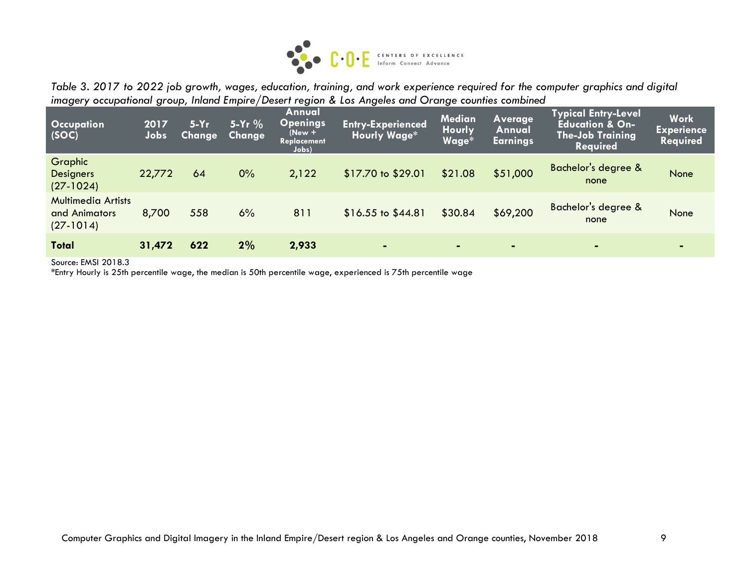*Table 3. 2017 to 2022 job growth, wages, education, training, and work experience required for the computer graphics and digital imagery occupational group, Inland Empire/Desert region & Los Angeles and Orange counties combined*

| Occupation (SOC) | 2017 Jobs | 5-Yr Change | 5-Yr % Change | Annual Openings (New + Replacement Jobs) | Entry-Experienced Hourly Wage* | Median Hourly Wage* | Average Annual Earnings | Typical Entry-Level Education & On-The-Job Training Required | Work Experience Required |
|---|---|---|---|---|---|---|---|---|---|
| Graphic Designers (27-1024) | 22,772 | 64 | 0% | 2,122 | $17.70 to $29.01 | $21.08 | $51,000 | Bachelor's degree & none | None |
| Multimedia Artists and Animators (27-1014) | 8,700 | 558 | 6% | 811 | $16.55 to $44.81 | $30.84 | $69,200 | Bachelor's degree & none | None |
| **Total** | **31,472** | **622** | **2%** | **2,933** | - | - | - | - | - |

Source: EMSI 2018.3

*Entry Hourly is 25th percentile wage, the median is 50th percentile wage, experienced is 75th percentile wage